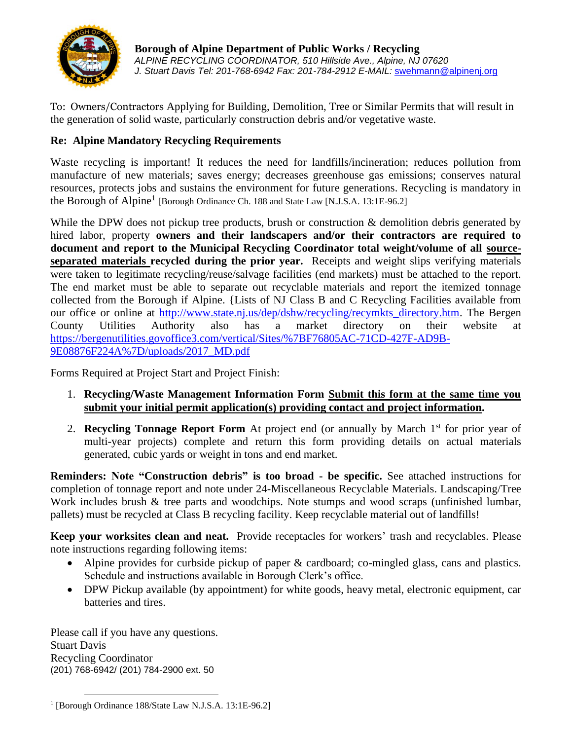**Borough of Alpine Department of Public Works / Recycling**
*ALPINE RECYCLING COORDINATOR, 510 Hillside Ave., Alpine, NJ 07620*
*J. Stuart Davis Tel: 201-768-6942 Fax: 201-784-2912 E-MAIL:* swehmann@alpinenj.org

To: Owners/Contractors Applying for Building, Demolition, Tree or Similar Permits that will result in the generation of solid waste, particularly construction debris and/or vegetative waste.

**Re: Alpine Mandatory Recycling Requirements**

Waste recycling is important! It reduces the need for landfills/incineration; reduces pollution from manufacture of new materials; saves energy; decreases greenhouse gas emissions; conserves natural resources, protects jobs and sustains the environment for future generations. Recycling is mandatory in the Borough of Alpine[1] [Borough Ordinance Ch. 188 and State Law [N.J.S.A. 13:1E-96.2]

While the DPW does not pickup tree products, brush or construction & demolition debris generated by hired labor, property **owners and their landscapers and/or their contractors are required to document and report to the Municipal Recycling Coordinator total weight/volume of all <u>source-separated materials</u> recycled during the prior year.** Receipts and weight slips verifying materials were taken to legitimate recycling/reuse/salvage facilities (end markets) must be attached to the report. The end market must be able to separate out recyclable materials and report the itemized tonnage collected from the Borough if Alpine. {Lists of NJ Class B and C Recycling Facilities available from our office or online at http://www.state.nj.us/dep/dshw/recycling/recymkts_directory.htm. The Bergen County Utilities Authority also has a market directory on their website at https://bergenutilities.govoffice3.com/vertical/Sites/%7BF76805AC-71CD-427F-AD9B-9E08876F224A%7D/uploads/2017_MD.pdf

Forms Required at Project Start and Project Finish:

1. **Recycling/Waste Management Information Form <u>Submit this form at the same time you submit your initial permit application(s) providing contact and project information</u>.**
2. **Recycling Tonnage Report Form** At project end (or annually by March 1st for prior year of multi-year projects) complete and return this form providing details on actual materials generated, cubic yards or weight in tons and end market.

**Reminders: Note "Construction debris" is too broad - be specific.** See attached instructions for completion of tonnage report and note under 24-Miscellaneous Recyclable Materials. Landscaping/Tree Work includes brush & tree parts and woodchips. Note stumps and wood scraps (unfinished lumbar, pallets) must be recycled at Class B recycling facility. Keep recyclable material out of landfills!

**Keep your worksites clean and neat.** Provide receptacles for workers' trash and recyclables. Please note instructions regarding following items:

- Alpine provides for curbside pickup of paper & cardboard; co-mingled glass, cans and plastics. Schedule and instructions available in Borough Clerk's office.
- DPW Pickup available (by appointment) for white goods, heavy metal, electronic equipment, car batteries and tires.

Please call if you have any questions.
Stuart Davis
Recycling Coordinator
(201) 768-6942/ (201) 784-2900 ext. 50

[1] [Borough Ordinance 188/State Law N.J.S.A. 13:1E-96.2]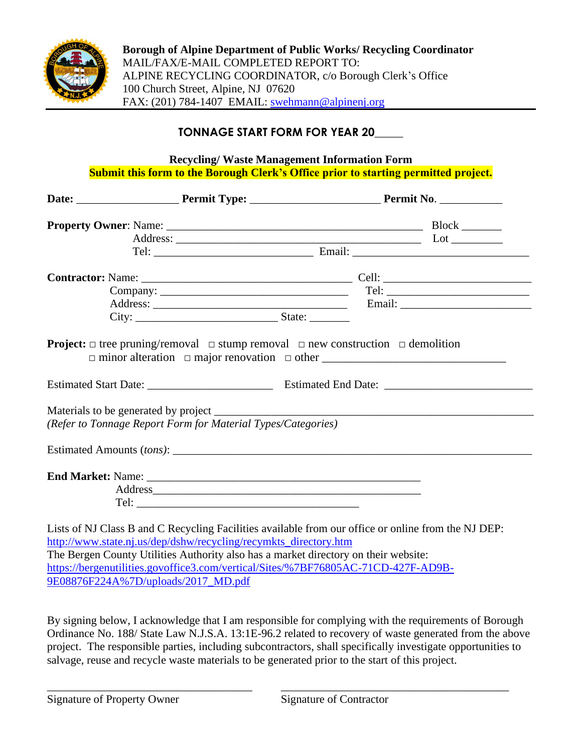**Borough of Alpine Department of Public Works/ Recycling Coordinator**
MAIL/FAX/E-MAIL COMPLETED REPORT TO:
ALPINE RECYCLING COORDINATOR, c/o Borough Clerk's Office
100 Church Street, Alpine, NJ 07620
FAX: (201) 784-1407 EMAIL: swehmann@alpinenj.org

## TONNAGE START FORM FOR YEAR 20____

**Recycling/ Waste Management Information Form**
**Submit this form to the Borough Clerk's Office prior to starting permitted project.**

**Date:** _________________ **Permit Type:** ______________________ **Permit No.** ___________

**Property Owner**: Name: ___________________________________________ Block _______
Address: __________________________________________ Lot _________
Tel: ___________________________ Email: ______________________________

**Contractor:** Name: ___________________________________ Cell: _________________________
Company: _____________________________ Tel: ________________________
Address: ______________________________ Email: ______________________
City: ________________________ State: _______

**Project:** □ tree pruning/removal □ stump removal □ new construction □ demolition
□ minor alteration □ major renovation □ other ______________________________

Estimated Start Date: _____________________ Estimated End Date: _________________________

Materials to be generated by project _______________________________________________________
*(Refer to Tonnage Report Form for Material Types/Categories)*

Estimated Amounts (*tons*): ______________________________________________________________

**End Market:** Name: _______________________________________________
Address_______________________________________________
Tel: ______________________________________

Lists of NJ Class B and C Recycling Facilities available from our office or online from the NJ DEP:
http://www.state.nj.us/dep/dshw/recycling/recymkts_directory.htm
The Bergen County Utilities Authority also has a market directory on their website:
https://bergenutilities.govoffice3.com/vertical/Sites/%7BF76805AC-71CD-427F-AD9B-9E08876F224A%7D/uploads/2017_MD.pdf

By signing below, I acknowledge that I am responsible for complying with the requirements of Borough Ordinance No. 188/ State Law N.J.S.A. 13:1E-96.2 related to recovery of waste generated from the above project. The responsible parties, including subcontractors, shall specifically investigate opportunities to salvage, reuse and recycle waste materials to be generated prior to the start of this project.

___________________________________ ______________________________________
Signature of Property Owner Signature of Contractor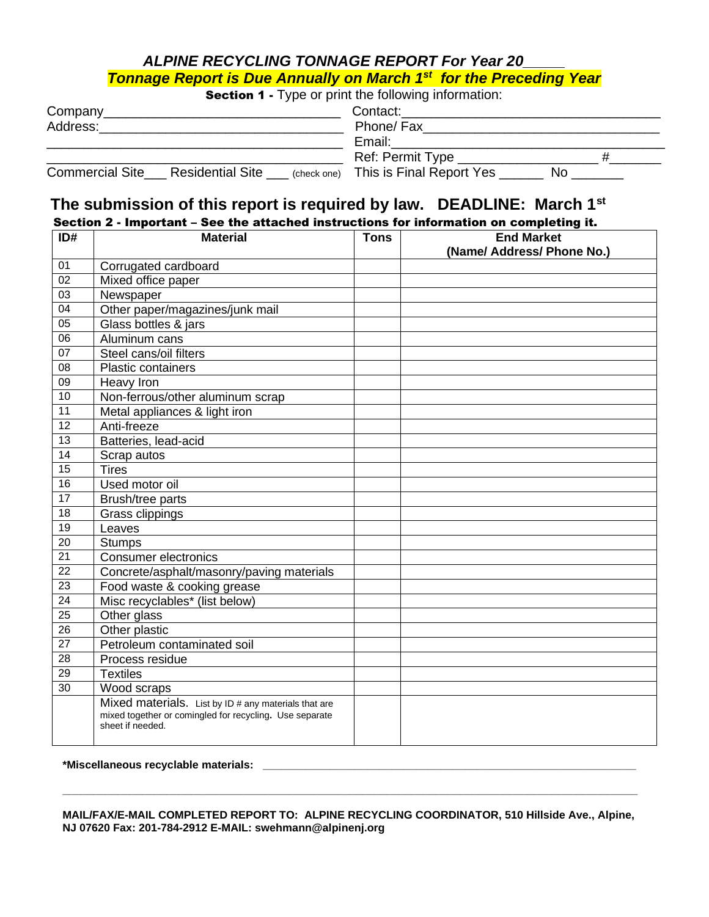## *ALPINE RECYCLING TONNAGE REPORT For Year 20_____*

***Tonnage Report is Due Annually on March 1st for the Preceding Year***

**Section 1 -** Type or print the following information:

Company_________________________________ Contact:___________________________________

Address:_________________________________ Phone/ Fax_________________________________

_______________________________________ Email:______________________________________

_______________________________________ Ref: Permit Type ___________________ #_______

Commercial Site___ Residential Site ___ (check one) This is Final Report Yes ______ No _______

## The submission of this report is required by law. DEADLINE: March 1st

**Section 2 - Important – See the attached instructions for information on completing it.**

| ID# | Material | Tons | End Market (Name/ Address/ Phone No.) |
|---|---|---|---|
| 01 | Corrugated cardboard | | |
| 02 | Mixed office paper | | |
| 03 | Newspaper | | |
| 04 | Other paper/magazines/junk mail | | |
| 05 | Glass bottles & jars | | |
| 06 | Aluminum cans | | |
| 07 | Steel cans/oil filters | | |
| 08 | Plastic containers | | |
| 09 | Heavy Iron | | |
| 10 | Non-ferrous/other aluminum scrap | | |
| 11 | Metal appliances & light iron | | |
| 12 | Anti-freeze | | |
| 13 | Batteries, lead-acid | | |
| 14 | Scrap autos | | |
| 15 | Tires | | |
| 16 | Used motor oil | | |
| 17 | Brush/tree parts | | |
| 18 | Grass clippings | | |
| 19 | Leaves | | |
| 20 | Stumps | | |
| 21 | Consumer electronics | | |
| 22 | Concrete/asphalt/masonry/paving materials | | |
| 23 | Food waste & cooking grease | | |
| 24 | Misc recyclables* (list below) | | |
| 25 | Other glass | | |
| 26 | Other plastic | | |
| 27 | Petroleum contaminated soil | | |
| 28 | Process residue | | |
| 29 | Textiles | | |
| 30 | Wood scraps | | |
| | Mixed materials. List by ID # any materials that are mixed together or comingled for recycling. Use separate sheet if needed. | | |

**\*Miscellaneous recyclable materials:** ____________________________________________________________

_____________________________________________________________________________________

**MAIL/FAX/E-MAIL COMPLETED REPORT TO: ALPINE RECYCLING COORDINATOR, 510 Hillside Ave., Alpine, NJ 07620 Fax: 201-784-2912 E-MAIL: swehmann@alpinenj.org**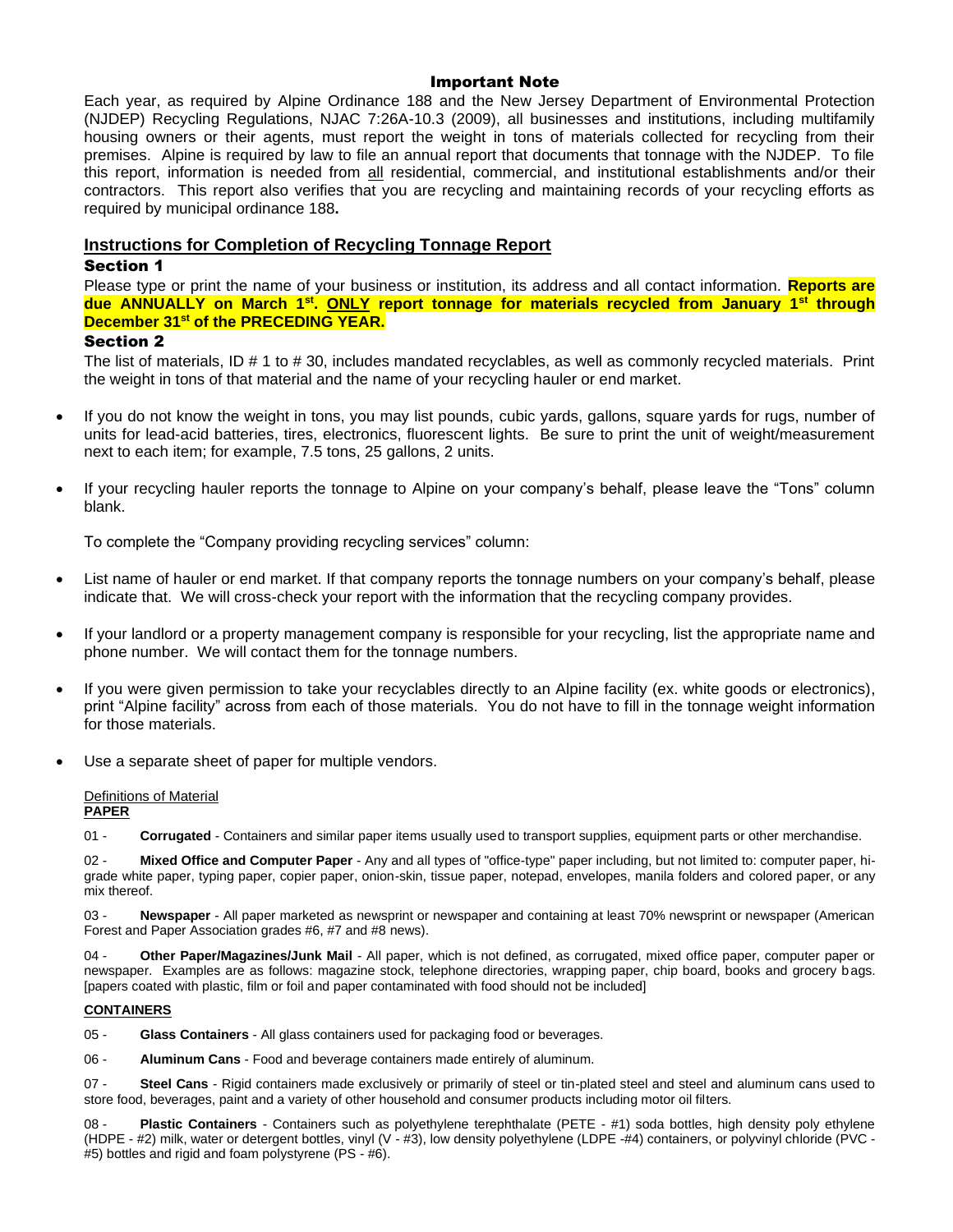## Important Note

Each year, as required by Alpine Ordinance 188 and the New Jersey Department of Environmental Protection (NJDEP) Recycling Regulations, NJAC 7:26A-10.3 (2009), all businesses and institutions, including multifamily housing owners or their agents, must report the weight in tons of materials collected for recycling from their premises. Alpine is required by law to file an annual report that documents that tonnage with the NJDEP. To file this report, information is needed from all residential, commercial, and institutional establishments and/or their contractors. This report also verifies that you are recycling and maintaining records of your recycling efforts as required by municipal ordinance 188**.**

## Instructions for Completion of Recycling Tonnage Report

### Section 1

Please type or print the name of your business or institution, its address and all contact information. **Reports are due ANNUALLY on March 1st. ONLY report tonnage for materials recycled from January 1st through December 31st of the PRECEDING YEAR.**

### Section 2

The list of materials, ID # 1 to # 30, includes mandated recyclables, as well as commonly recycled materials. Print the weight in tons of that material and the name of your recycling hauler or end market.

- If you do not know the weight in tons, you may list pounds, cubic yards, gallons, square yards for rugs, number of units for lead-acid batteries, tires, electronics, fluorescent lights. Be sure to print the unit of weight/measurement next to each item; for example, 7.5 tons, 25 gallons, 2 units.
- If your recycling hauler reports the tonnage to Alpine on your company's behalf, please leave the "Tons" column blank.

To complete the "Company providing recycling services" column:

- List name of hauler or end market. If that company reports the tonnage numbers on your company's behalf, please indicate that. We will cross-check your report with the information that the recycling company provides.
- If your landlord or a property management company is responsible for your recycling, list the appropriate name and phone number. We will contact them for the tonnage numbers.
- If you were given permission to take your recyclables directly to an Alpine facility (ex. white goods or electronics), print "Alpine facility" across from each of those materials. You do not have to fill in the tonnage weight information for those materials.
- Use a separate sheet of paper for multiple vendors.

Definitions of Material

**PAPER**

01 - **Corrugated** - Containers and similar paper items usually used to transport supplies, equipment parts or other merchandise.

02 - **Mixed Office and Computer Paper** - Any and all types of "office-type" paper including, but not limited to: computer paper, hi-grade white paper, typing paper, copier paper, onion-skin, tissue paper, notepad, envelopes, manila folders and colored paper, or any mix thereof.

03 - **Newspaper** - All paper marketed as newsprint or newspaper and containing at least 70% newsprint or newspaper (American Forest and Paper Association grades #6, #7 and #8 news).

04 - **Other Paper/Magazines/Junk Mail** - All paper, which is not defined, as corrugated, mixed office paper, computer paper or newspaper. Examples are as follows: magazine stock, telephone directories, wrapping paper, chip board, books and grocery bags. [papers coated with plastic, film or foil and paper contaminated with food should not be included]

**CONTAINERS**

05 - **Glass Containers** - All glass containers used for packaging food or beverages.

06 - **Aluminum Cans** - Food and beverage containers made entirely of aluminum.

07 - **Steel Cans** - Rigid containers made exclusively or primarily of steel or tin-plated steel and steel and aluminum cans used to store food, beverages, paint and a variety of other household and consumer products including motor oil filters.

08 - **Plastic Containers** - Containers such as polyethylene terephthalate (PETE - #1) soda bottles, high density poly ethylene (HDPE - #2) milk, water or detergent bottles, vinyl (V - #3), low density polyethylene (LDPE -#4) containers, or polyvinyl chloride (PVC - #5) bottles and rigid and foam polystyrene (PS - #6).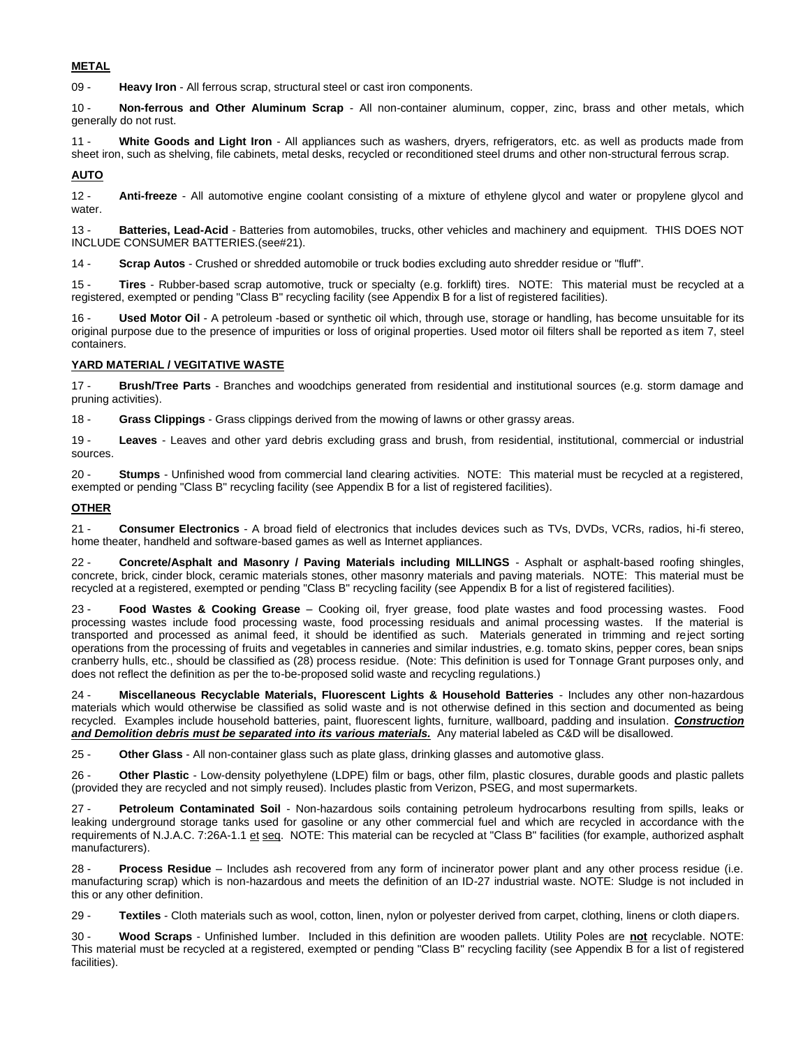**METAL**

09 - **Heavy Iron** - All ferrous scrap, structural steel or cast iron components.

10 - **Non-ferrous and Other Aluminum Scrap** - All non-container aluminum, copper, zinc, brass and other metals, which generally do not rust.

11 - **White Goods and Light Iron** - All appliances such as washers, dryers, refrigerators, etc. as well as products made from sheet iron, such as shelving, file cabinets, metal desks, recycled or reconditioned steel drums and other non-structural ferrous scrap.

**AUTO**

12 - **Anti-freeze** - All automotive engine coolant consisting of a mixture of ethylene glycol and water or propylene glycol and water.

13 - **Batteries, Lead-Acid** - Batteries from automobiles, trucks, other vehicles and machinery and equipment. THIS DOES NOT INCLUDE CONSUMER BATTERIES.(see#21).

14 - **Scrap Autos** - Crushed or shredded automobile or truck bodies excluding auto shredder residue or "fluff".

15 - **Tires** - Rubber-based scrap automotive, truck or specialty (e.g. forklift) tires. NOTE: This material must be recycled at a registered, exempted or pending "Class B" recycling facility (see Appendix B for a list of registered facilities).

16 - **Used Motor Oil** - A petroleum -based or synthetic oil which, through use, storage or handling, has become unsuitable for its original purpose due to the presence of impurities or loss of original properties. Used motor oil filters shall be reported as item 7, steel containers.

**YARD MATERIAL / VEGITATIVE WASTE**

17 - **Brush/Tree Parts** - Branches and woodchips generated from residential and institutional sources (e.g. storm damage and pruning activities).

18 - **Grass Clippings** - Grass clippings derived from the mowing of lawns or other grassy areas.

19 - **Leaves** - Leaves and other yard debris excluding grass and brush, from residential, institutional, commercial or industrial sources.

20 - **Stumps** - Unfinished wood from commercial land clearing activities. NOTE: This material must be recycled at a registered, exempted or pending "Class B" recycling facility (see Appendix B for a list of registered facilities).

**OTHER**

21 - **Consumer Electronics** - A broad field of electronics that includes devices such as TVs, DVDs, VCRs, radios, hi-fi stereo, home theater, handheld and software-based games as well as Internet appliances.

22 - **Concrete/Asphalt and Masonry / Paving Materials including MILLINGS** - Asphalt or asphalt-based roofing shingles, concrete, brick, cinder block, ceramic materials stones, other masonry materials and paving materials. NOTE: This material must be recycled at a registered, exempted or pending "Class B" recycling facility (see Appendix B for a list of registered facilities).

23 - **Food Wastes & Cooking Grease** – Cooking oil, fryer grease, food plate wastes and food processing wastes. Food processing wastes include food processing waste, food processing residuals and animal processing wastes. If the material is transported and processed as animal feed, it should be identified as such. Materials generated in trimming and reject sorting operations from the processing of fruits and vegetables in canneries and similar industries, e.g. tomato skins, pepper cores, bean snips cranberry hulls, etc., should be classified as (28) process residue. (Note: This definition is used for Tonnage Grant purposes only, and does not reflect the definition as per the to-be-proposed solid waste and recycling regulations.)

24 - **Miscellaneous Recyclable Materials, Fluorescent Lights & Household Batteries** - Includes any other non-hazardous materials which would otherwise be classified as solid waste and is not otherwise defined in this section and documented as being recycled. Examples include household batteries, paint, fluorescent lights, furniture, wallboard, padding and insulation. ***Construction and Demolition debris must be separated into its various materials.*** Any material labeled as C&D will be disallowed.

25 - **Other Glass** - All non-container glass such as plate glass, drinking glasses and automotive glass.

26 - **Other Plastic** - Low-density polyethylene (LDPE) film or bags, other film, plastic closures, durable goods and plastic pallets (provided they are recycled and not simply reused). Includes plastic from Verizon, PSEG, and most supermarkets.

27 - **Petroleum Contaminated Soil** - Non-hazardous soils containing petroleum hydrocarbons resulting from spills, leaks or leaking underground storage tanks used for gasoline or any other commercial fuel and which are recycled in accordance with the requirements of N.J.A.C. 7:26A-1.1 et seq. NOTE: This material can be recycled at "Class B" facilities (for example, authorized asphalt manufacturers).

28 - **Process Residue** – Includes ash recovered from any form of incinerator power plant and any other process residue (i.e. manufacturing scrap) which is non-hazardous and meets the definition of an ID-27 industrial waste. NOTE: Sludge is not included in this or any other definition.

29 - **Textiles** - Cloth materials such as wool, cotton, linen, nylon or polyester derived from carpet, clothing, linens or cloth diapers.

30 - **Wood Scraps** - Unfinished lumber. Included in this definition are wooden pallets. Utility Poles are **not** recyclable. NOTE: This material must be recycled at a registered, exempted or pending "Class B" recycling facility (see Appendix B for a list of registered facilities).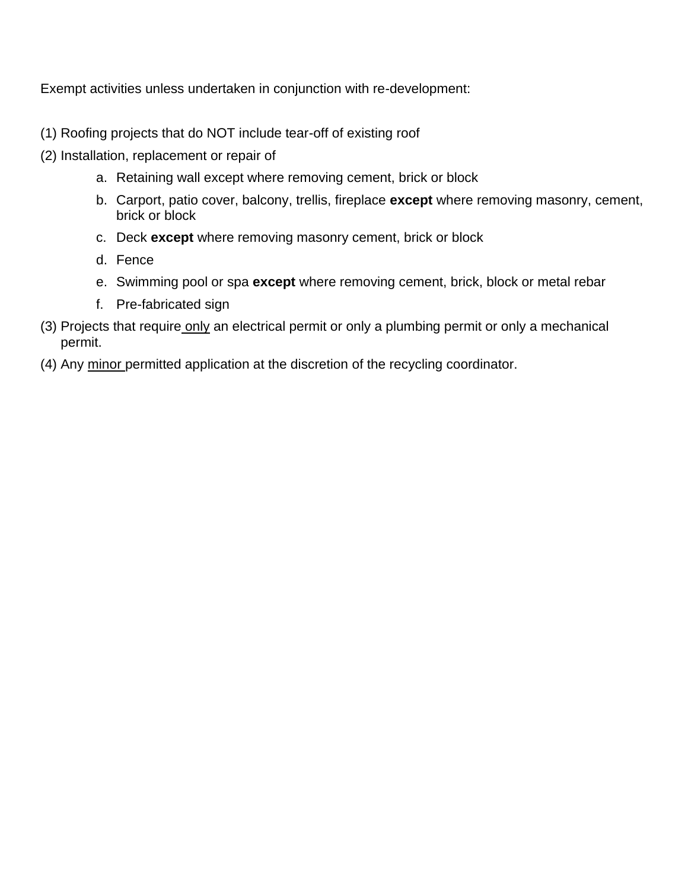Exempt activities unless undertaken in conjunction with re-development:

(1) Roofing projects that do NOT include tear-off of existing roof

(2) Installation, replacement or repair of

  a. Retaining wall except where removing cement, brick or block
  b. Carport, patio cover, balcony, trellis, fireplace **except** where removing masonry, cement, brick or block
  c. Deck **except** where removing masonry cement, brick or block
  d. Fence
  e. Swimming pool or spa **except** where removing cement, brick, block or metal rebar
  f. Pre-fabricated sign

(3) Projects that require <u>only</u> an electrical permit or only a plumbing permit or only a mechanical permit.

(4) Any <u>minor</u> permitted application at the discretion of the recycling coordinator.